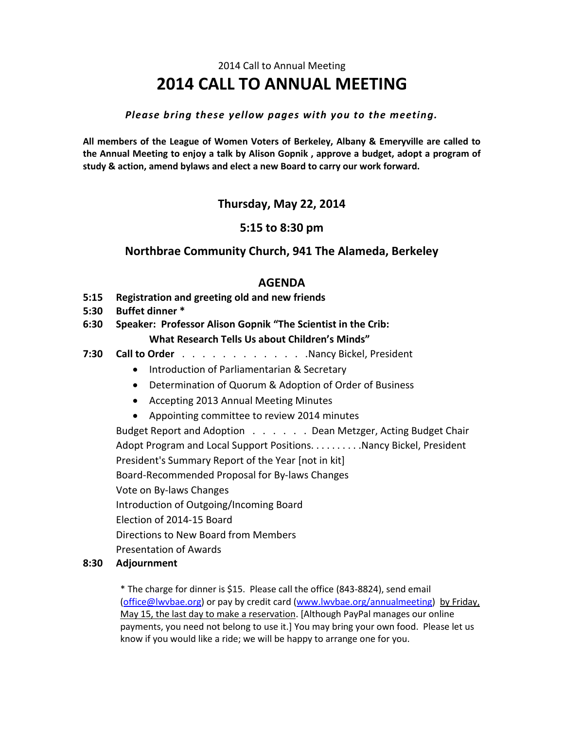2014 Call to Annual Meeting

# 2014 CALL TO ANNUAL MEETING

***Please bring these yellow pages with you to the meeting.***

**All members of the League of Women Voters of Berkeley, Albany & Emeryville are called to the Annual Meeting to enjoy a talk by Alison Gopnik , approve a budget, adopt a program of study & action, amend bylaws and elect a new Board to carry our work forward.**

### Thursday, May 22, 2014

### 5:15 to 8:30 pm

### Northbrae Community Church, 941 The Alameda, Berkeley

## AGENDA

**5:15 Registration and greeting old and new friends**

**5:30 Buffet dinner ***

**6:30 Speaker: Professor Alison Gopnik "The Scientist in the Crib: What Research Tells Us about Children's Minds"**

**7:30 Call to Order** . . . . . . . . . . . . . .Nancy Bickel, President

- Introduction of Parliamentarian & Secretary
- Determination of Quorum & Adoption of Order of Business
- Accepting 2013 Annual Meeting Minutes
- Appointing committee to review 2014 minutes

Budget Report and Adoption . . . . . . . Dean Metzger, Acting Budget Chair

Adopt Program and Local Support Positions. . . . . . . . . .Nancy Bickel, President

President's Summary Report of the Year [not in kit]

Board-Recommended Proposal for By-laws Changes

Vote on By-laws Changes

Introduction of Outgoing/Incoming Board

Election of 2014-15 Board

Directions to New Board from Members

Presentation of Awards

**8:30 Adjournment**

* The charge for dinner is $15. Please call the office (843-8824), send email (office@lwvbae.org) or pay by credit card (www.lwvbae.org/annualmeeting) by Friday, May 15, the last day to make a reservation. [Although PayPal manages our online payments, you need not belong to use it.] You may bring your own food. Please let us know if you would like a ride; we will be happy to arrange one for you.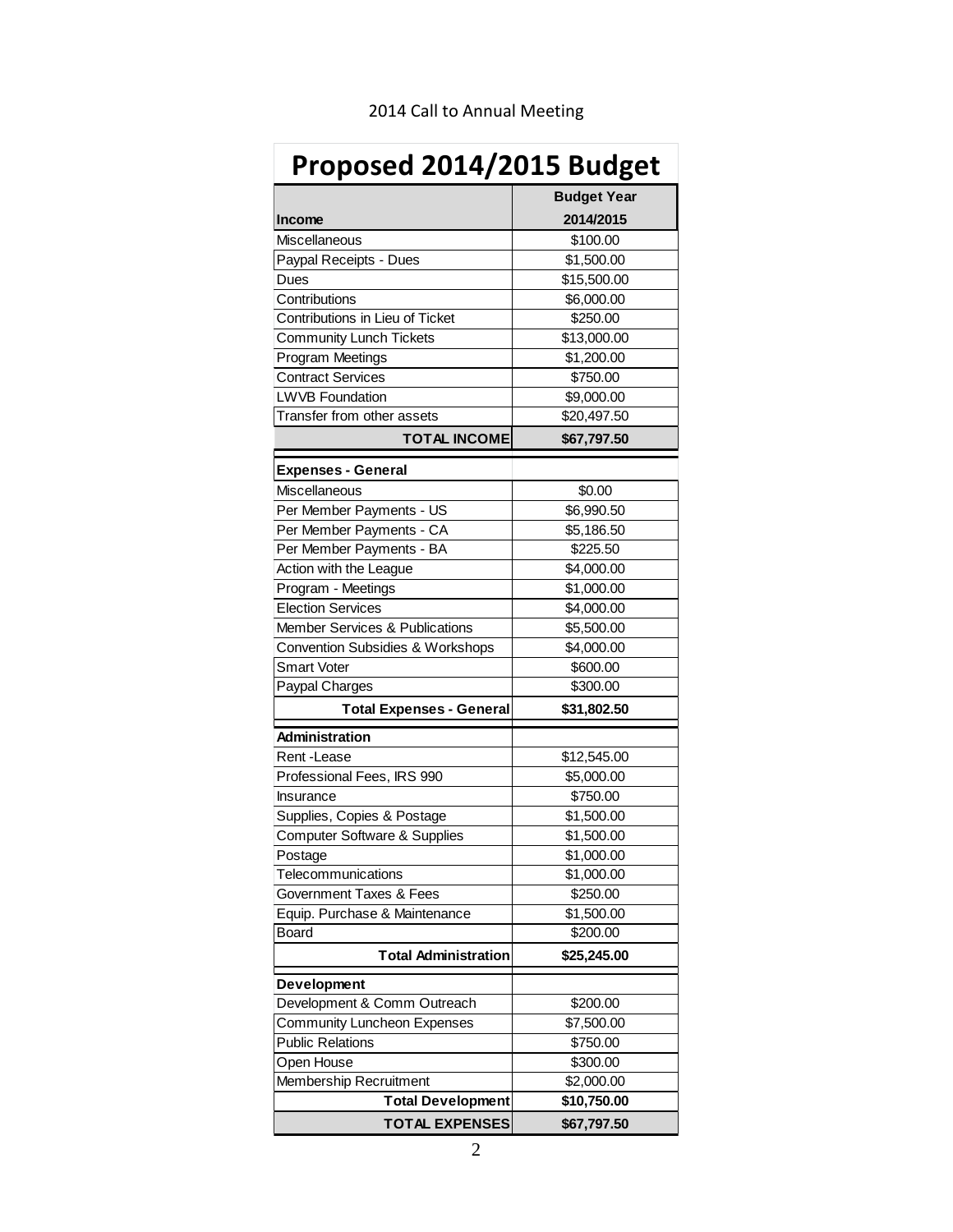2014 Call to Annual Meeting

# Proposed 2014/2015 Budget

| Income | Budget Year 2014/2015 |
|---|---|
| Miscellaneous | $100.00 |
| Paypal Receipts - Dues | $1,500.00 |
| Dues | $15,500.00 |
| Contributions | $6,000.00 |
| Contributions in Lieu of Ticket | $250.00 |
| Community Lunch Tickets | $13,000.00 |
| Program Meetings | $1,200.00 |
| Contract Services | $750.00 |
| LWVB Foundation | $9,000.00 |
| Transfer from other assets | $20,497.50 |
| **TOTAL INCOME** | **$67,797.50** |
| **Expenses - General** | |
| Miscellaneous | $0.00 |
| Per Member Payments - US | $6,990.50 |
| Per Member Payments - CA | $5,186.50 |
| Per Member Payments - BA | $225.50 |
| Action with the League | $4,000.00 |
| Program - Meetings | $1,000.00 |
| Election Services | $4,000.00 |
| Member Services & Publications | $5,500.00 |
| Convention Subsidies & Workshops | $4,000.00 |
| Smart Voter | $600.00 |
| Paypal Charges | $300.00 |
| **Total Expenses - General** | **$31,802.50** |
| **Administration** | |
| Rent -Lease | $12,545.00 |
| Professional Fees, IRS 990 | $5,000.00 |
| Insurance | $750.00 |
| Supplies, Copies & Postage | $1,500.00 |
| Computer Software & Supplies | $1,500.00 |
| Postage | $1,000.00 |
| Telecommunications | $1,000.00 |
| Government Taxes & Fees | $250.00 |
| Equip. Purchase & Maintenance | $1,500.00 |
| Board | $200.00 |
| **Total Administration** | **$25,245.00** |
| **Development** | |
| Development & Comm Outreach | $200.00 |
| Community Luncheon Expenses | $7,500.00 |
| Public Relations | $750.00 |
| Open House | $300.00 |
| Membership Recruitment | $2,000.00 |
| **Total Development** | **$10,750.00** |
| **TOTAL EXPENSES** | **$67,797.50** |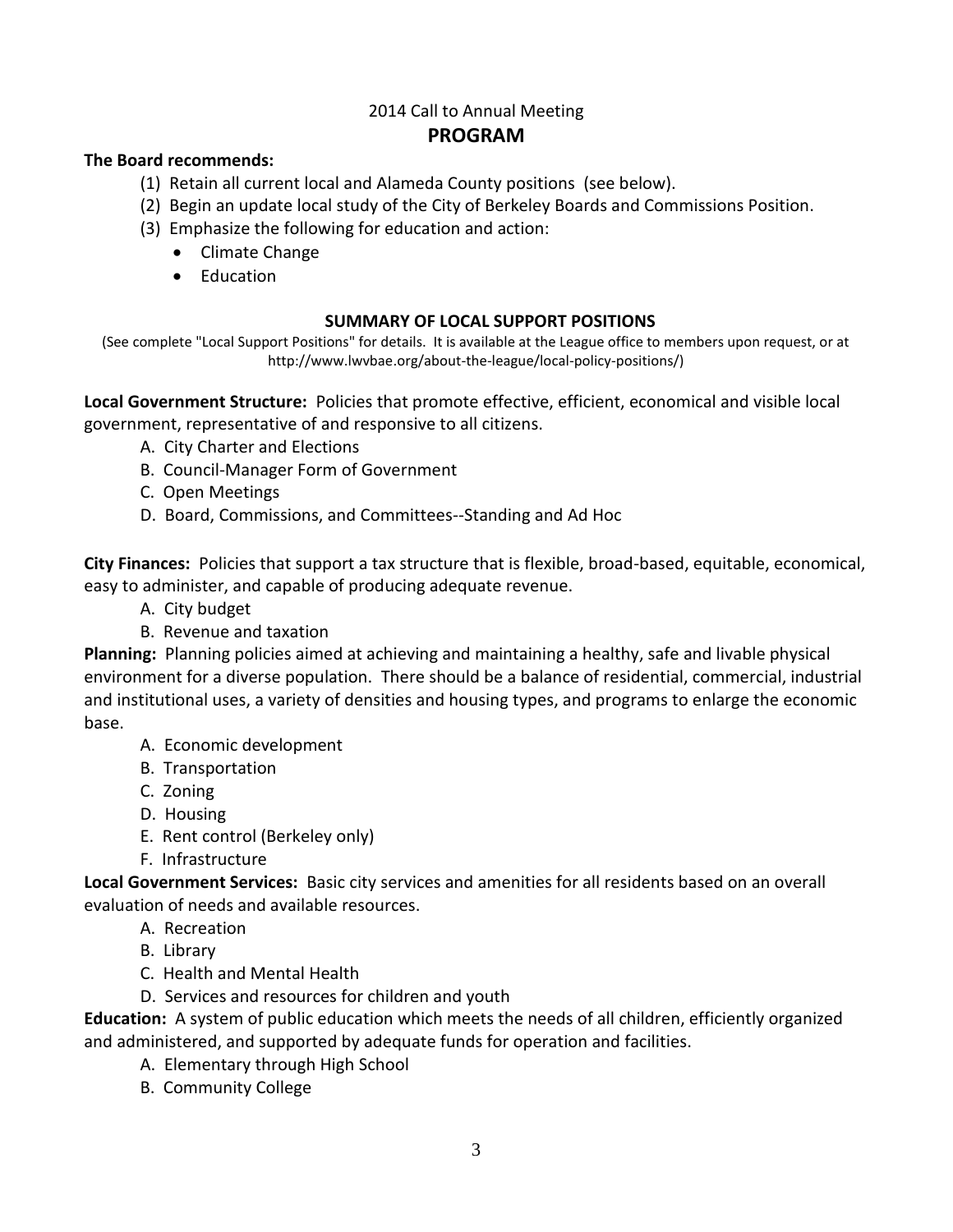2014 Call to Annual Meeting

# PROGRAM

**The Board recommends:**

(1) Retain all current local and Alameda County positions (see below).
(2) Begin an update local study of the City of Berkeley Boards and Commissions Position.
(3) Emphasize the following for education and action:
- Climate Change
- Education

## SUMMARY OF LOCAL SUPPORT POSITIONS

(See complete "Local Support Positions" for details. It is available at the League office to members upon request, or at http://www.lwvbae.org/about-the-league/local-policy-positions/)

**Local Government Structure:** Policies that promote effective, efficient, economical and visible local government, representative of and responsive to all citizens.

A. City Charter and Elections
B. Council-Manager Form of Government
C. Open Meetings
D. Board, Commissions, and Committees--Standing and Ad Hoc

**City Finances:** Policies that support a tax structure that is flexible, broad-based, equitable, economical, easy to administer, and capable of producing adequate revenue.

A. City budget
B. Revenue and taxation

**Planning:** Planning policies aimed at achieving and maintaining a healthy, safe and livable physical environment for a diverse population. There should be a balance of residential, commercial, industrial and institutional uses, a variety of densities and housing types, and programs to enlarge the economic base.

A. Economic development
B. Transportation
C. Zoning
D. Housing
E. Rent control (Berkeley only)
F. Infrastructure

**Local Government Services:** Basic city services and amenities for all residents based on an overall evaluation of needs and available resources.

A. Recreation
B. Library
C. Health and Mental Health
D. Services and resources for children and youth

**Education:** A system of public education which meets the needs of all children, efficiently organized and administered, and supported by adequate funds for operation and facilities.

A. Elementary through High School
B. Community College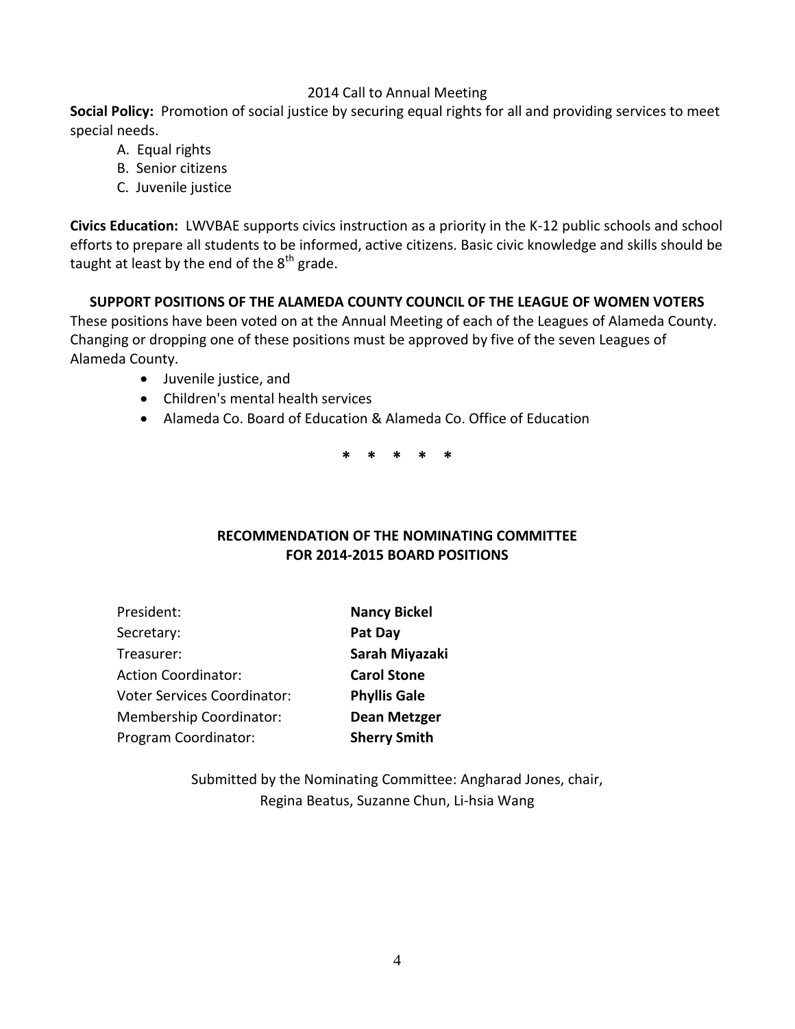**Social Policy:** Promotion of social justice by securing equal rights for all and providing services to meet special needs.

A. Equal rights
B. Senior citizens
C. Juvenile justice

**Civics Education:** LWVBAE supports civics instruction as a priority in the K-12 public schools and school efforts to prepare all students to be informed, active citizens. Basic civic knowledge and skills should be taught at least by the end of the $8^{th}$ grade.

**SUPPORT POSITIONS OF THE ALAMEDA COUNTY COUNCIL OF THE LEAGUE OF WOMEN VOTERS**

These positions have been voted on at the Annual Meeting of each of the Leagues of Alameda County. Changing or dropping one of these positions must be approved by five of the seven Leagues of Alameda County.

- Juvenile justice, and
- Children's mental health services
- Alameda Co. Board of Education & Alameda Co. Office of Education

\* \* \* \* \*

## RECOMMENDATION OF THE NOMINATING COMMITTEE FOR 2014-2015 BOARD POSITIONS

| | |
|---|---|
| President: | **Nancy Bickel** |
| Secretary: | **Pat Day** |
| Treasurer: | **Sarah Miyazaki** |
| Action Coordinator: | **Carol Stone** |
| Voter Services Coordinator: | **Phyllis Gale** |
| Membership Coordinator: | **Dean Metzger** |
| Program Coordinator: | **Sherry Smith** |

Submitted by the Nominating Committee: Angharad Jones, chair, Regina Beatus, Suzanne Chun, Li-hsia Wang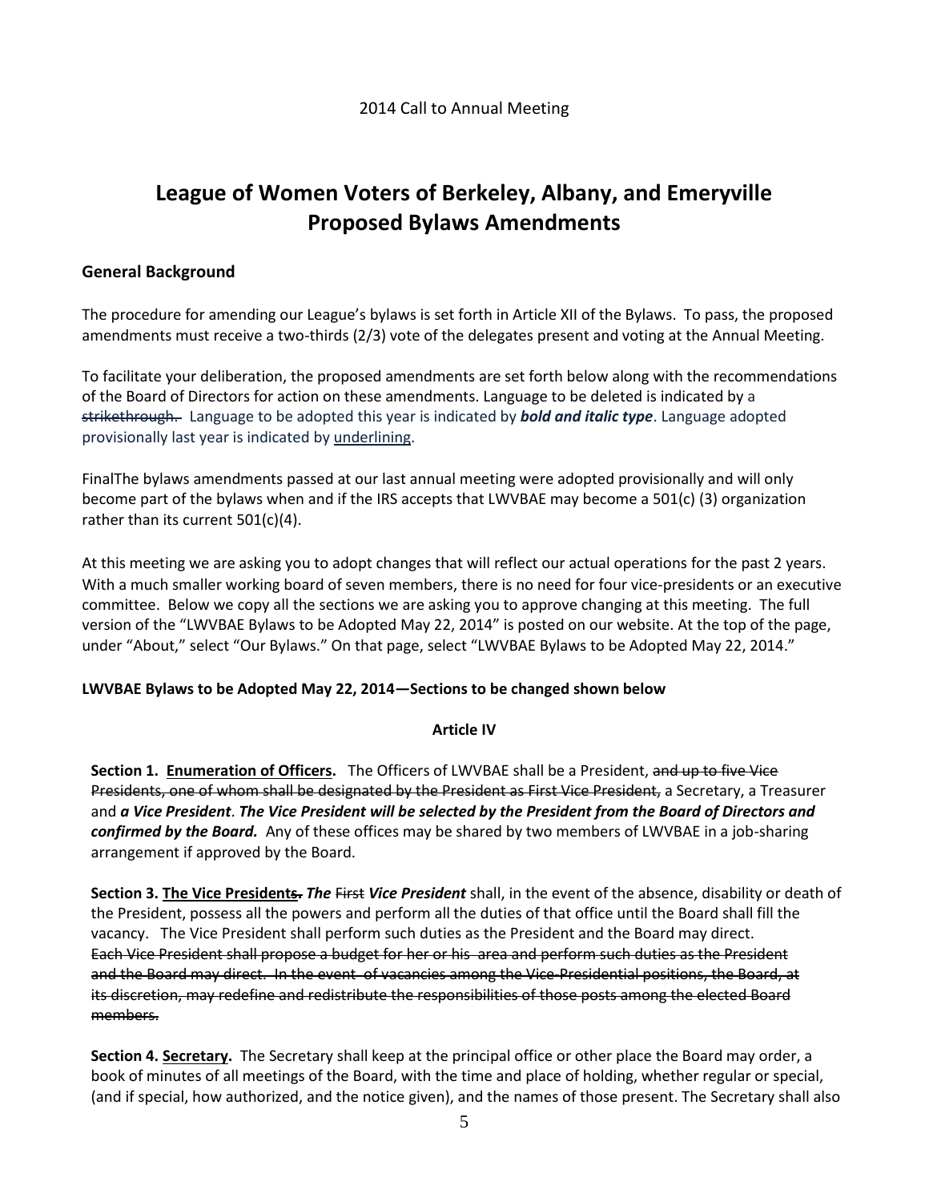2014 Call to Annual Meeting

# League of Women Voters of Berkeley, Albany, and Emeryville
# Proposed Bylaws Amendments

## General Background

The procedure for amending our League's bylaws is set forth in Article XII of the Bylaws. To pass, the proposed amendments must receive a two-thirds (2/3) vote of the delegates present and voting at the Annual Meeting.

To facilitate your deliberation, the proposed amendments are set forth below along with the recommendations of the Board of Directors for action on these amendments. Language to be deleted is indicated by a ~~strikethrough.~~ Language to be adopted this year is indicated by ***bold and italic type***. Language adopted provisionally last year is indicated by <u>underlining</u>.

FinalThe bylaws amendments passed at our last annual meeting were adopted provisionally and will only become part of the bylaws when and if the IRS accepts that LWVBAE may become a 501(c) (3) organization rather than its current 501(c)(4).

At this meeting we are asking you to adopt changes that will reflect our actual operations for the past 2 years. With a much smaller working board of seven members, there is no need for four vice-presidents or an executive committee. Below we copy all the sections we are asking you to approve changing at this meeting. The full version of the "LWVBAE Bylaws to be Adopted May 22, 2014" is posted on our website. At the top of the page, under "About," select "Our Bylaws." On that page, select "LWVBAE Bylaws to be Adopted May 22, 2014."

**LWVBAE Bylaws to be Adopted May 22, 2014—Sections to be changed shown below**

**Article IV**

**Section 1. <u>Enumeration of Officers</u>.** The Officers of LWVBAE shall be a President, ~~and up to five Vice Presidents, one of whom shall be designated by the President as First Vice President,~~ a Secretary, a Treasurer and ***a Vice President***. ***The Vice President will be selected by the President from the Board of Directors and confirmed by the Board.*** Any of these offices may be shared by two members of LWVBAE in a job-sharing arrangement if approved by the Board.

**Section 3. <u>The Vice President</u>~~s.~~** ***The*** ~~First~~ ***Vice President*** shall, in the event of the absence, disability or death of the President, possess all the powers and perform all the duties of that office until the Board shall fill the vacancy. The Vice President shall perform such duties as the President and the Board may direct. ~~Each Vice President shall propose a budget for her or his area and perform such duties as the President and the Board may direct. In the event of vacancies among the Vice-Presidential positions, the Board, at its discretion, may redefine and redistribute the responsibilities of those posts among the elected Board members.~~

**Section 4. <u>Secretary</u>.** The Secretary shall keep at the principal office or other place the Board may order, a book of minutes of all meetings of the Board, with the time and place of holding, whether regular or special, (and if special, how authorized, and the notice given), and the names of those present. The Secretary shall also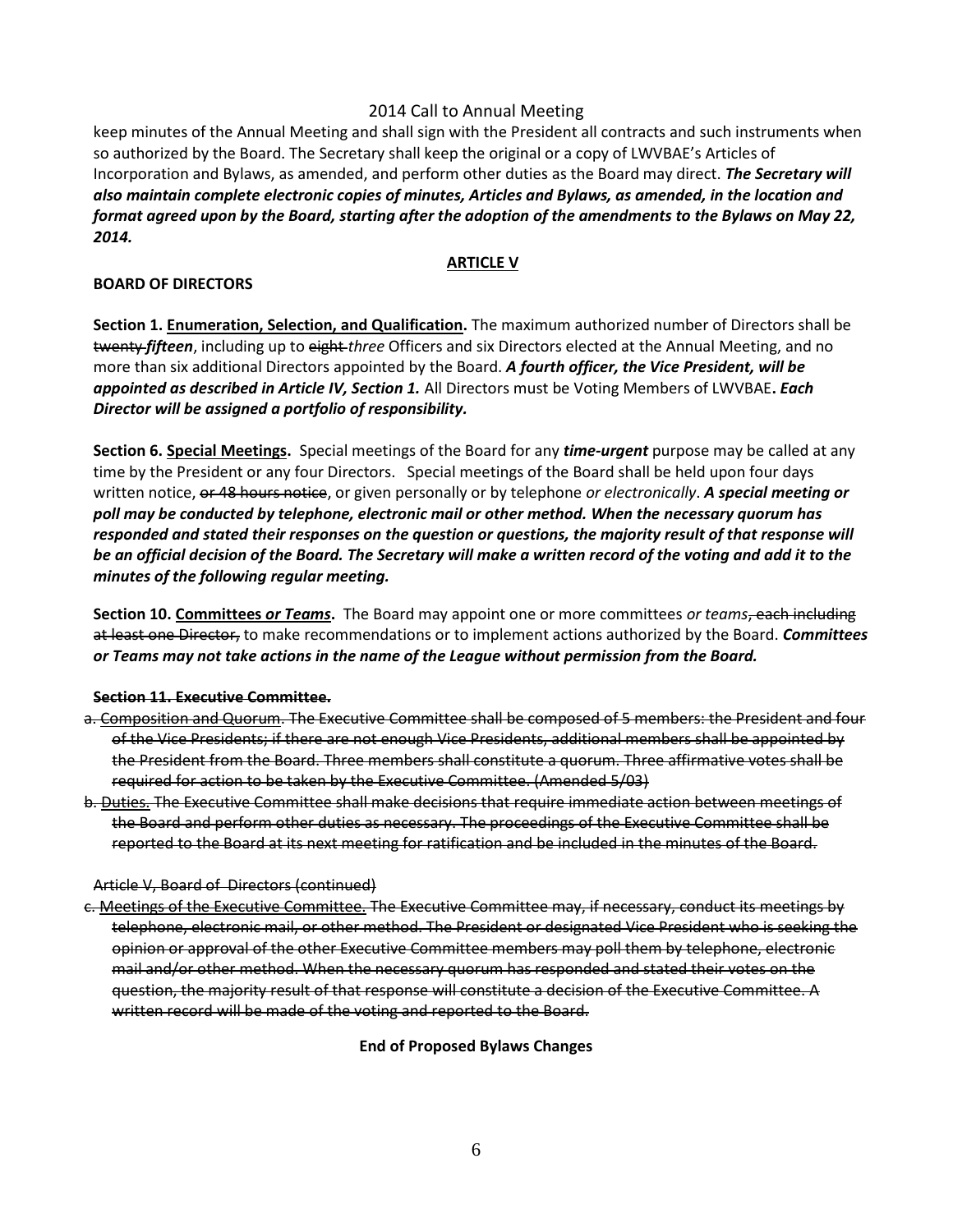keep minutes of the Annual Meeting and shall sign with the President all contracts and such instruments when so authorized by the Board. The Secretary shall keep the original or a copy of LWVBAE's Articles of Incorporation and Bylaws, as amended, and perform other duties as the Board may direct. ***The Secretary will also maintain complete electronic copies of minutes, Articles and Bylaws, as amended, in the location and format agreed upon by the Board, starting after the adoption of the amendments to the Bylaws on May 22, 2014.***

## ARTICLE V

**BOARD OF DIRECTORS**

**Section 1. Enumeration, Selection, and Qualification.** The maximum authorized number of Directors shall be ~~twenty~~ ***fifteen***, including up to ~~eight~~ *three* Officers and six Directors elected at the Annual Meeting, and no more than six additional Directors appointed by the Board. ***A fourth officer, the Vice President, will be appointed as described in Article IV, Section 1.*** All Directors must be Voting Members of LWVBAE**.** ***Each Director will be assigned a portfolio of responsibility.***

**Section 6. Special Meetings.** Special meetings of the Board for any ***time-urgent*** purpose may be called at any time by the President or any four Directors. Special meetings of the Board shall be held upon four days written notice, ~~or 48 hours notice~~, or given personally or by telephone *or electronically*. ***A special meeting or poll may be conducted by telephone, electronic mail or other method. When the necessary quorum has responded and stated their responses on the question or questions, the majority result of that response will be an official decision of the Board. The Secretary will make a written record of the voting and add it to the minutes of the following regular meeting.***

**Section 10. Committees *or Teams*.** The Board may appoint one or more committees *or teams*~~, each including at least one Director,~~ to make recommendations or to implement actions authorized by the Board. ***Committees or Teams may not take actions in the name of the League without permission from the Board.***

~~**Section 11. Executive Committee.**~~

~~a. Composition and Quorum. The Executive Committee shall be composed of 5 members: the President and four of the Vice Presidents; if there are not enough Vice Presidents, additional members shall be appointed by the President from the Board. Three members shall constitute a quorum. Three affirmative votes shall be required for action to be taken by the Executive Committee. (Amended 5/03)~~

~~b. Duties. The Executive Committee shall make decisions that require immediate action between meetings of the Board and perform other duties as necessary. The proceedings of the Executive Committee shall be reported to the Board at its next meeting for ratification and be included in the minutes of the Board.~~

~~Article V, Board of Directors (continued)~~

~~c. Meetings of the Executive Committee. The Executive Committee may, if necessary, conduct its meetings by telephone, electronic mail, or other method. The President or designated Vice President who is seeking the opinion or approval of the other Executive Committee members may poll them by telephone, electronic mail and/or other method. When the necessary quorum has responded and stated their votes on the question, the majority result of that response will constitute a decision of the Executive Committee. A written record will be made of the voting and reported to the Board.~~

**End of Proposed Bylaws Changes**